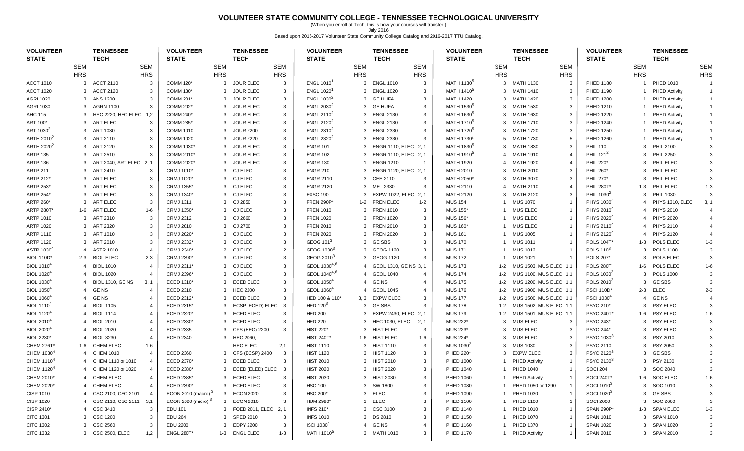# VOLUNTEER STATE COMMUNITY COLLEGE - TENNESSEE TECHNOLOGICAL UNIVERSITY

(When you enroll at Tech, this is how your courses will transfer.)

July 2016

Based upon 2016-2017 Volunteer State Community College Catalog and 2016-2017 TTU Catalog.

| VOLUNTEER STATE | SEM HRS | TENNESSEE TECH | SEM HRS |
|---|---|---|---|
| ACCT 1010 | 3 | ACCT 2110 | 3 |
| ACCT 1020 | 3 | ACCT 2120 | 3 |
| AGRI 1020 | 3 | ANS 1200 | 3 |
| AGRI 1030 | 3 | AGRN 1100 | 3 |
| AHC 115 | 3 | HEC 2220, HEC ELEC | 1,2 |
| ART 100* | 3 | ART ELEC | 3 |
| ART 1030[2] | 3 | ART 1030 | 3 |
| ARTH 2010[2] | 3 | ART 2110 | 3 |
| ARTH 2020[2] | 3 | ART 2120 | 3 |
| ARTP 135 | 3 | ART 2510 | 3 |
| ARTP 136 | 3 | ART 2040, ART ELEC | 2, 1 |
| ARTP 211 | 3 | ART 2410 | 3 |
| ARTP 212* | 3 | ART ELEC | 3 |
| ARTP 253* | 3 | ART ELEC | 3 |
| ARTP 254* | 3 | ART ELEC | 3 |
| ARTP 260* | 3 | ART ELEC | 3 |
| ARTP 280T* | 1-6 | ART ELEC | 1-6 |
| ARTP 1010 | 3 | ART 2310 | 3 |
| ARTP 1020 | 3 | ART 2320 | 3 |
| ARTP 1110 | 3 | ART 1010 | 3 |
| ARTP 1120 | 3 | ART 2010 | 3 |
| ASTR 1030[4] | 4 | ASTR 1010 | 4 |
| BIOL 110D* | 2-3 | BIOL ELEC | 2-3 |
| BIOL 1010[4] | 4 | BIOL 1010 | 4 |
| BIOL 1020[4] | 4 | BIOL 1020 | 4 |
| BIOL 1030[4] | 4 | BIOL 1310, GE NS | 3, 1 |
| BIOL 1050[4] | 4 | GE NS | 4 |
| BIOL 1060[4] | 4 | GE NS | 4 |
| BIOL 1110[4] | 4 | BIOL 1105 | 4 |
| BIOL 1120[4] | 4 | BIOL 1114 | 4 |
| BIOL 2010[4] | 4 | BIOL 2010 | 4 |
| BIOL 2020[4] | 4 | BIOL 2020 | 4 |
| BIOL 2230* | 4 | BIOL 3230 | 4 |
| CHEM 276T* | 1-6 | CHEM ELEC | 1-6 |
| CHEM 1030[4] | 4 | CHEM 1010 | 4 |
| CHEM 1110[4] | 4 | CHEM 1110 or 1010 | 4 |
| CHEM 1120[4] | 4 | CHEM 1120 or 1020 | 4 |
| CHEM 2010* | 4 | CHEM ELEC | 4 |
| CHEM 2020* | 4 | CHEM ELEC | 4 |
| CISP 1010 | 4 | CSC 2100, CSC 2101 | 4 |
| CISP 1020 | 4 | CSC 2110, CSC 2111 | 3,1 |
| CISP 2410* | 4 | CSC 3410 | 3 |
| CITC 1301 | 3 | CSC 1200 | 3 |
| CITC 1302 | 3 | CSC 2560 | 3 |
| CITC 1332 | 3 | CSC 2500, ELEC | 1,2 |
| COMM 120* | 3 | JOUR ELEC | 3 |
| COMM 130* | 3 | JOUR ELEC | 3 |
| COMM 201* | 3 | JOUR ELEC | 3 |
| COMM 202* | 3 | JOUR ELEC | 3 |
| COMM 240* | 3 | JOUR ELEC | 3 |
| COMM 285* | 3 | JOUR ELEC | 3 |
| COMM 1010 | 3 | JOUR 2200 | 3 |
| COMM 1020 | 3 | JOUR 2220 | 3 |
| COMM 1030* | 3 | JOUR ELEC | 3 |
| COMM 2010* | 3 | JOUR ELEC | 3 |
| COMM 2020* | 3 | JOUR ELEC | 3 |
| CRMJ 1010* | 3 | CJ ELEC | 3 |
| CRMJ 1020* | 3 | CJ ELEC | 3 |
| CRMJ 1355* | 3 | CJ ELEC | 3 |
| CRMJ 1340* | 3 | CJ ELEC | 3 |
| CRMJ 1311 | 3 | CJ 2850 | 3 |
| CRMJ 1350* | 3 | CJ ELEC | 3 |
| CRMJ 2312 | 3 | CJ 2660 | 3 |
| CRMJ 2010 | 3 | CJ 2700 | 3 |
| CRMJ 2020* | 3 | CJ ELEC | 3 |
| CRMJ 2332* | 3 | CJ ELEC | 3 |
| CRMJ 2340* | 2 | CJ ELEC | 2 |
| CRMJ 2390* | 3 | CJ ELEC | 3 |
| CRMJ 2311* | 3 | CJ ELEC | 3 |
| CRMJ 2396* | 3 | CJ ELEC | 3 |
| ECED 1310* | 3 | ECED ELEC | 3 |
| ECED 2310 | 3 | HEC 2200 | 3 |
| ECED 2312* | 3 | ECED ELEC | 3 |
| ECED 2315* | 3 | ECSP (ECED) ELEC | 3 |
| ECED 2320* | 3 | ECED ELEC | 3 |
| ECED 2330* | 3 | ECED ELEC | 3 |
| ECED 2335 | 3 | CFS (HEC) 2200 | 3 |
| ECED 2340 | 3 | HEC 2060, HEC ELEC | 2,1 |
| ECED 2360 | 3 | CFS (ECSP) 2400 | 3 |
| ECED 2370* | 3 | ECED ELEC | 3 |
| ECED 2380* | 3 | ECED (ELED) ELEC | 3 |
| ECED 2385* | 3 | ECED ELEC | 3 |
| ECED 2390* | 3 | ECED ELEC | 3 |
| ECON 2010 (macro)[3] | 3 | ECON 2020 | 3 |
| ECON 2020 (micro)[3] | 3 | ECON 2010 | 3 |
| EDU 101 | 3 | FOED 2011, ELEC | 2, 1 |
| EDU 264 | 3 | SPED 2010 | 3 |
| EDU 2200 | 3 | EDPY 2200 | 3 |
| ENGL 280T* | 1-3 | ENGL ELEC | 1-3 |
| ENGL 1010[1] | 3 | ENGL 1010 | 3 |
| ENGL 1020[1] | 3 | ENGL 1020 | 3 |
| ENGL 1030[2] | 3 | GE HUFA | 3 |
| ENGL 2030[2] | 3 | GE HUFA | 3 |
| ENGL 2110[2] | 3 | ENGL 2130 | 3 |
| ENGL 2120[2] | 3 | ENGL 2130 | 3 |
| ENGL 2310[2] | 3 | ENGL 2330 | 3 |
| ENGL 2320[2] | 3 | ENGL 2330 | 3 |
| ENGR 101 | 3 | ENGR 1110, ELEC | 2, 1 |
| ENGR 102 | 3 | ENGR 1110, ELEC | 2, 1 |
| ENGR 130 | 1 | ENGR 1210 | 1 |
| ENGR 210 | 3 | ENGR 1120, ELEC | 2, 1 |
| ENGR 2110 | 3 | CEE 2110 | 3 |
| ENGR 2120 | 3 | ME 2330 | 3 |
| EXSC 190 | 3 | EXPW 1022, ELEC | 2, 1 |
| FREN 290P* | 1-2 | FREN ELEC | 1-2 |
| FREN 1010 | 3 | FREN 1010 | 3 |
| FREN 1020 | 3 | FREN 1020 | 3 |
| FREN 2010 | 3 | FREN 2010 | 3 |
| FREN 2020 | 3 | FREN 2020 | 3 |
| GEOG 101[3] | 3 | GE SBS | 3 |
| GEOG 1030[3] | 3 | GEOG 1120 | 3 |
| GEOG 2010[3] | 3 | GEOG 1120 | 3 |
| GEOL 1030[4,6] | 4 | GEOL 1310, GE NS | 3, 1 |
| GEOL 1040[4,6] | 4 | GEOL 1040 | 4 |
| GEOL 1050[4] | 4 | GE NS | 4 |
| GEOL 1060[4] | 4 | GEOL 1045 | 4 |
| HED 100 & 110* | 3, 3 | EXPW ELEC | 3 |
| HED 120[3] | 3 | GE SBS | 3 |
| HED 200 | 3 | EXPW 2430, ELEC | 2, 1 |
| HED 220 | 3 | HEC 1030, ELEC | 2, 1 |
| HIST 220* | 3 | HIST ELEC | 3 |
| HIST 240T* | 1-6 | HIST ELEC | 1-6 |
| HIST 1110 | 3 | HIST 1110 | 3 |
| HIST 1120 | 3 | HIST 1120 | 3 |
| HIST 2010 | 3 | HIST 2010 | 3 |
| HIST 2020 | 3 | HIST 2020 | 3 |
| HIST 2030 | 3 | HIST 2030 | 3 |
| HSC 100 | 3 | SW 1800 | 3 |
| HSC 200* | 3 | ELEC | 3 |
| HUM 2990* | 3 | ELEC | 3 |
| INFS 210* | 3 | CSC 3100 | 3 |
| INFS 1010 | 3 | DS 2810 | 3 |
| ISCI 1030[4] | 4 | GE NS | 4 |
| MATH 1010[5] | 3 | MATH 1010 | 3 |
| MATH 1130[5] | 3 | MATH 1130 | 3 |
| MATH 1410[5] | 3 | MATH 1410 | 3 |
| MATH 1420 | 3 | MATH 1420 | 3 |
| MATH 1530[5] | 3 | MATH 1530 | 3 |
| MATH 1630[5] | 3 | MATH 1630 | 3 |
| MATH 1710[5] | 3 | MATH 1710 | 3 |
| MATH 1720[5] | 3 | MATH 1720 | 3 |
| MATH 1730[5] | 5 | MATH 1730 | 5 |
| MATH 1830[5] | 3 | MATH 1830 | 3 |
| MATH 1910[5] | 4 | MATH 1910 | 4 |
| MATH 1920 | 4 | MATH 1920 | 4 |
| MATH 2010 | 3 | MATH 2010 | 3 |
| MATH 2050* | 3 | MATH 3070 | 3 |
| MATH 2110 | 4 | MATH 2110 | 4 |
| MATH 2120 | 3 | MATH 2120 | 3 |
| MUS 154 | 1 | MUS 1070 | 1 |
| MUS 155* | 1 | MUS ELEC | 1 |
| MUS 156* | 1 | MUS ELEC | 1 |
| MUS 160* | 1 | MUS ELEC | 1 |
| MUS 161 | 1 | MUS 1005 | 1 |
| MUS 170 | 1 | MUS 1011 | 1 |
| MUS 171 | 1 | MUS 1012 | 1 |
| MUS 172 | 1 | MUS 1021 | 1 |
| MUS 173 | 1-2 | MUS 1503, MUS ELEC | 1,1 |
| MUS 174 | 1-2 | MUS 1100, MUS ELEC | 1,1 |
| MUS 175 | 1-2 | MUS 1200, MUS ELEC | 1,1 |
| MUS 176 | 1-2 | MUS 1900, MUS ELEC | 1,1 |
| MUS 177 | 1-2 | MUS 1500, MUS ELEC | 1,1 |
| MUS 178 | 1-2 | MUS 1502, MUS ELEC | 1,1 |
| MUS 179 | 1-2 | MUS 1501, MUS ELEC | 1,1 |
| MUS 222* | 3 | MUS ELEC | 3 |
| MUS 223* | 3 | MUS ELEC | 3 |
| MUS 224* | 3 | MUS ELEC | 3 |
| MUS 1030[2] | 3 | MUS 1030 | 3 |
| PHED 220* | 3 | EXPW ELEC | 3 |
| PHED 1000 | 1 | PHED Activity | 1 |
| PHED 1040 | 1 | PHED 1040 | 1 |
| PHED 1060 | 1 | PHED Activity | 1 |
| PHED 1080 | 1 | PHED 1050 or 1290 | 1 |
| PHED 1090 | 1 | PHED 1030 | 1 |
| PHED 1100 | 1 | PHED 1100 | 1 |
| PHED 1140 | 1 | PHED 1010 | 1 |
| PHED 1150 | 1 | PHED 1070 | 1 |
| PHED 1160 | 1 | PHED 1370 | 1 |
| PHED 1170 | 1 | PHED Activity | 1 |
| PHED 1180 | 1 | PHED 1010 | 1 |
| PHED 1190 | 1 | PHED Activity | 1 |
| PHED 1200 | 1 | PHED Activity | 1 |
| PHED 1210 | 1 | PHED Activity | 1 |
| PHED 1220 | 1 | PHED Activity | 1 |
| PHED 1240 | 1 | PHED Activity | 1 |
| PHED 1250 | 1 | PHED Activity | 1 |
| PHED 1260 | 1 | PHED Activity | 1 |
| PHIL 110 | 3 | PHIL 2100 | 3 |
| PHIL 121[2] | 3 | PHIL 2250 | 3 |
| PHIL 220* | 3 | PHIL ELEC | 3 |
| PHIL 260* | 3 | PHIL ELEC | 3 |
| PHIL 270* | 3 | PHIL ELEC | 3 |
| PHIL 280T* | 1-3 | PHIL ELEC | 1-3 |
| PHIL 1030[2] | 3 | PHIL 1030 | 3 |
| PHYS 1030[4] | 4 | PHYS 1310, ELEC | 3, 1 |
| PHYS 2010[4] | 4 | PHYS 2010 | 4 |
| PHYS 2020[4] | 4 | PHYS 2020 | 4 |
| PHYS 2110[4] | 4 | PHYS 2110 | 4 |
| PHYS 2120[4] | 4 | PHYS 2120 | 4 |
| POLS 104T* | 1-3 | POLS ELEC | 1-3 |
| POLS 110[3] | 3 | POLS 1100 | 3 |
| POLS 207* | 3 | POLS ELEC | 3 |
| POLS 280T | 1-6 | POLS ELEC | 1-6 |
| POLS 1030[3] | 3 | POLS 1000 | 3 |
| POLS 2010[3] | 3 | GE SBS | 3 |
| PSCI 110D* | 2-3 | ELEC | 2-3 |
| PSCI 1030[4] | 4 | GE NS | 4 |
| PSYC 210* | 3 | PSY ELEC | 3 |
| PSYC 240T* | 1-6 | PSY ELEC | 1-6 |
| PSYC 243* | 3 | PSY ELEC | 3 |
| PSYC 244* | 3 | PSY ELEC | 3 |
| PSYC 1030[3] | 3 | PSY 2010 | 3 |
| PSYC 2110 | 3 | PSY 2050 | 3 |
| PSYC 2120[3] | 3 | GE SBS | 3 |
| PSYC 2130[3] | 3 | PSY 2130 | 3 |
| SOCI 204 | 3 | SOC 2840 | 3 |
| SOCI 240T* | 1-6 | SOC ELEC | 1-6 |
| SOCI 1010[3] | 3 | SOC 1010 | 3 |
| SOCI 1020[3] | 3 | GE SBS | 3 |
| SOCI 2000 | 3 | SOC 2660 | 3 |
| SPAN 290P* | 1-3 | SPAN ELEC | 1-3 |
| SPAN 1010 | 3 | SPAN 1010 | 3 |
| SPAN 1020 | 3 | SPAN 1020 | 3 |
| SPAN 2010 | 3 | SPAN 2010 | 3 |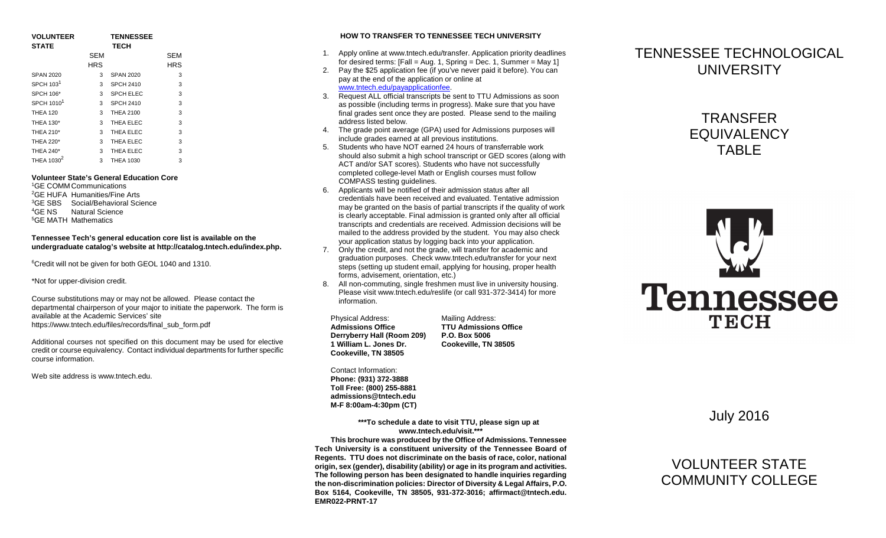| VOLUNTEER STATE | SEM HRS | TENNESSEE TECH | SEM HRS |
|---|---|---|---|
| SPAN 2020 | 3 | SPAN 2020 | 3 |
| SPCH 103[1] | 3 | SPCH 2410 | 3 |
| SPCH 106* | 3 | SPCH ELEC | 3 |
| SPCH 1010[1] | 3 | SPCH 2410 | 3 |
| THEA 120 | 3 | THEA 2100 | 3 |
| THEA 130* | 3 | THEA ELEC | 3 |
| THEA 210* | 3 | THEA ELEC | 3 |
| THEA 220* | 3 | THEA ELEC | 3 |
| THEA 240* | 3 | THEA ELEC | 3 |
| THEA 1030[2] | 3 | THEA 1030 | 3 |

**Volunteer State's General Education Core**

[1]GE COMM Communications
[2]GE HUFA Humanities/Fine Arts
[3]GE SBS Social/Behavioral Science
[4]GE NS Natural Science
[5]GE MATH Mathematics

**Tennessee Tech's general education core list is available on the undergraduate catalog's website at http://catalog.tntech.edu/index.php.**

[6]Credit will not be given for both GEOL 1040 and 1310.

*Not for upper-division credit.

Course substitutions may or may not be allowed. Please contact the departmental chairperson of your major to initiate the paperwork. The form is available at the Academic Services' site https://www.tntech.edu/files/records/final_sub_form.pdf

Additional courses not specified on this document may be used for elective credit or course equivalency. Contact individual departments for further specific course information.

Web site address is www.tntech.edu.

## HOW TO TRANSFER TO TENNESSEE TECH UNIVERSITY

1. Apply online at www.tntech.edu/transfer. Application priority deadlines for desired terms: [Fall = Aug. 1, Spring = Dec. 1, Summer = May 1]
2. Pay the $25 application fee (if you've never paid it before). You can pay at the end of the application or online at www.tntech.edu/payapplicationfee.
3. Request ALL official transcripts be sent to TTU Admissions as soon as possible (including terms in progress). Make sure that you have final grades sent once they are posted. Please send to the mailing address listed below.
4. The grade point average (GPA) used for Admissions purposes will include grades earned at all previous institutions.
5. Students who have NOT earned 24 hours of transferrable work should also submit a high school transcript or GED scores (along with ACT and/or SAT scores). Students who have not successfully completed college-level Math or English courses must follow COMPASS testing guidelines.
6. Applicants will be notified of their admission status after all credentials have been received and evaluated. Tentative admission may be granted on the basis of partial transcripts if the quality of work is clearly acceptable. Final admission is granted only after all official transcripts and credentials are received. Admission decisions will be mailed to the address provided by the student. You may also check your application status by logging back into your application.
7. Only the credit, and not the grade, will transfer for academic and graduation purposes. Check www.tntech.edu/transfer for your next steps (setting up student email, applying for housing, proper health forms, advisement, orientation, etc.)
8. All non-commuting, single freshmen must live in university housing. Please visit www.tntech.edu/reslife (or call 931-372-3414) for more information.

Physical Address:
**Admissions Office**
**Derryberry Hall (Room 209)**
**1 William L. Jones Dr.**
**Cookeville, TN 38505**

Mailing Address:
**TTU Admissions Office**
**P.O. Box 5006**
**Cookeville, TN 38505**

Contact Information:
**Phone: (931) 372-3888**
**Toll Free: (800) 255-8881**
**admissions@tntech.edu**
**M-F 8:00am-4:30pm (CT)**

**\*\*\*To schedule a date to visit TTU, please sign up at www.tntech.edu/visit.\*\*\***

**This brochure was produced by the Office of Admissions. Tennessee Tech University is a constituent university of the Tennessee Board of Regents. TTU does not discriminate on the basis of race, color, national origin, sex (gender), disability (ability) or age in its program and activities. The following person has been designated to handle inquiries regarding the non-discrimination policies: Director of Diversity & Legal Affairs, P.O. Box 5164, Cookeville, TN 38505, 931-372-3016; affirmact@tntech.edu. EMR022-PRNT-17**

# TENNESSEE TECHNOLOGICAL UNIVERSITY

# TRANSFER EQUIVALENCY TABLE

Tennessee TECH

July 2016

# VOLUNTEER STATE COMMUNITY COLLEGE